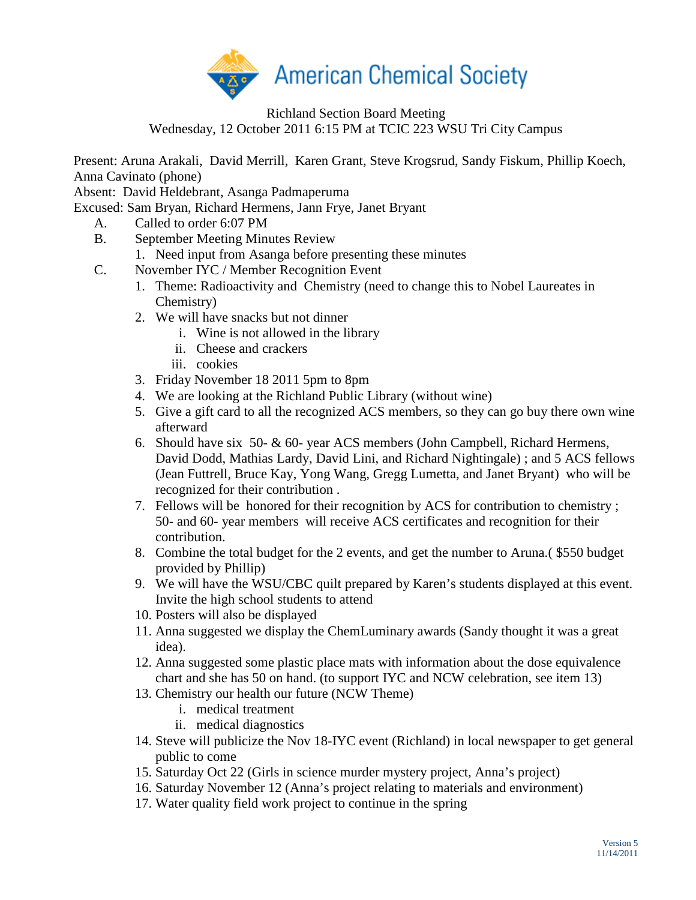American Chemical Society

Richland Section Board Meeting
Wednesday, 12 October 2011 6:15 PM at TCIC 223 WSU Tri City Campus

Present: Aruna Arakali, David Merrill, Karen Grant, Steve Krogsrud, Sandy Fiskum, Phillip Koech, Anna Cavinato (phone)
Absent: David Heldebrant, Asanga Padmaperuma
Excused: Sam Bryan, Richard Hermens, Jann Frye, Janet Bryant

A. Called to order 6:07 PM

B. September Meeting Minutes Review
   1. Need input from Asanga before presenting these minutes

C. November IYC / Member Recognition Event
   1. Theme: Radioactivity and Chemistry (need to change this to Nobel Laureates in Chemistry)
   2. We will have snacks but not dinner
      i. Wine is not allowed in the library
      ii. Cheese and crackers
      iii. cookies
   3. Friday November 18 2011 5pm to 8pm
   4. We are looking at the Richland Public Library (without wine)
   5. Give a gift card to all the recognized ACS members, so they can go buy there own wine afterward
   6. Should have six 50- & 60- year ACS members (John Campbell, Richard Hermens, David Dodd, Mathias Lardy, David Lini, and Richard Nightingale) ; and 5 ACS fellows (Jean Futtrell, Bruce Kay, Yong Wang, Gregg Lumetta, and Janet Bryant) who will be recognized for their contribution .
   7. Fellows will be honored for their recognition by ACS for contribution to chemistry ; 50- and 60- year members will receive ACS certificates and recognition for their contribution.
   8. Combine the total budget for the 2 events, and get the number to Aruna.( $550 budget provided by Phillip)
   9. We will have the WSU/CBC quilt prepared by Karen's students displayed at this event. Invite the high school students to attend
   10. Posters will also be displayed
   11. Anna suggested we display the ChemLuminary awards (Sandy thought it was a great idea).
   12. Anna suggested some plastic place mats with information about the dose equivalence chart and she has 50 on hand. (to support IYC and NCW celebration, see item 13)
   13. Chemistry our health our future (NCW Theme)
      i. medical treatment
      ii. medical diagnostics
   14. Steve will publicize the Nov 18-IYC event (Richland) in local newspaper to get general public to come
   15. Saturday Oct 22 (Girls in science murder mystery project, Anna's project)
   16. Saturday November 12 (Anna's project relating to materials and environment)
   17. Water quality field work project to continue in the spring

Version 5
11/14/2011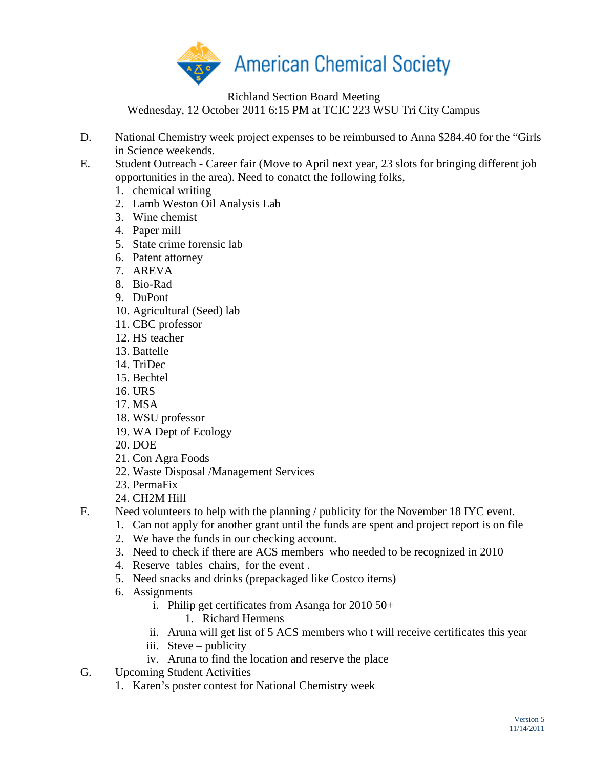American Chemical Society

Richland Section Board Meeting
Wednesday, 12 October 2011 6:15 PM at TCIC 223 WSU Tri City Campus

D. National Chemistry week project expenses to be reimbursed to Anna $284.40 for the "Girls in Science weekends.

E. Student Outreach - Career fair (Move to April next year, 23 slots for bringing different job opportunities in the area). Need to conatct the following folks,
   1. chemical writing
   2. Lamb Weston Oil Analysis Lab
   3. Wine chemist
   4. Paper mill
   5. State crime forensic lab
   6. Patent attorney
   7. AREVA
   8. Bio-Rad
   9. DuPont
   10. Agricultural (Seed) lab
   11. CBC professor
   12. HS teacher
   13. Battelle
   14. TriDec
   15. Bechtel
   16. URS
   17. MSA
   18. WSU professor
   19. WA Dept of Ecology
   20. DOE
   21. Con Agra Foods
   22. Waste Disposal /Management Services
   23. PermaFix
   24. CH2M Hill

F. Need volunteers to help with the planning / publicity for the November 18 IYC event.
   1. Can not apply for another grant until the funds are spent and project report is on file
   2. We have the funds in our checking account.
   3. Need to check if there are ACS members who needed to be recognized in 2010
   4. Reserve tables chairs, for the event .
   5. Need snacks and drinks (prepackaged like Costco items)
   6. Assignments
      i. Philip get certificates from Asanga for 2010 50+
         1. Richard Hermens
      ii. Aruna will get list of 5 ACS members who t will receive certificates this year
      iii. Steve – publicity
      iv. Aruna to find the location and reserve the place

G. Upcoming Student Activities
   1. Karen's poster contest for National Chemistry week

Version 5
11/14/2011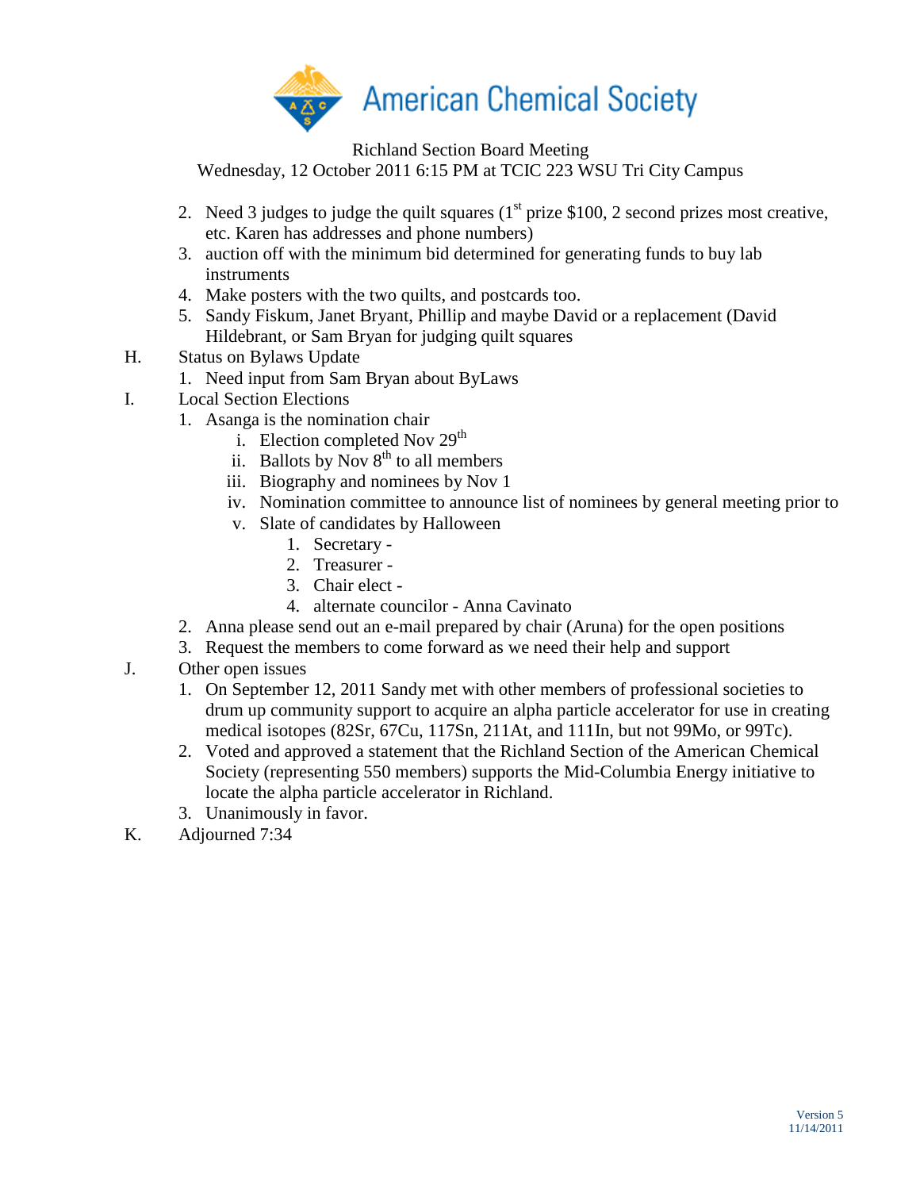American Chemical Society

Richland Section Board Meeting

Wednesday, 12 October 2011 6:15 PM at TCIC 223 WSU Tri City Campus

2. Need 3 judges to judge the quilt squares (1st prize $100, 2 second prizes most creative, etc. Karen has addresses and phone numbers)
3. auction off with the minimum bid determined for generating funds to buy lab instruments
4. Make posters with the two quilts, and postcards too.
5. Sandy Fiskum, Janet Bryant, Phillip and maybe David or a replacement (David Hildebrant, or Sam Bryan for judging quilt squares

H. Status on Bylaws Update
   1. Need input from Sam Bryan about ByLaws

I. Local Section Elections
   1. Asanga is the nomination chair
      i. Election completed Nov 29th
      ii. Ballots by Nov 8th to all members
      iii. Biography and nominees by Nov 1
      iv. Nomination committee to announce list of nominees by general meeting prior to
      v. Slate of candidates by Halloween
         1. Secretary -
         2. Treasurer -
         3. Chair elect -
         4. alternate councilor - Anna Cavinato
   2. Anna please send out an e-mail prepared by chair (Aruna) for the open positions
   3. Request the members to come forward as we need their help and support

J. Other open issues
   1. On September 12, 2011 Sandy met with other members of professional societies to drum up community support to acquire an alpha particle accelerator for use in creating medical isotopes (82Sr, 67Cu, 117Sn, 211At, and 111In, but not 99Mo, or 99Tc).
   2. Voted and approved a statement that the Richland Section of the American Chemical Society (representing 550 members) supports the Mid-Columbia Energy initiative to locate the alpha particle accelerator in Richland.
   3. Unanimously in favor.

K. Adjourned 7:34

Version 5
11/14/2011